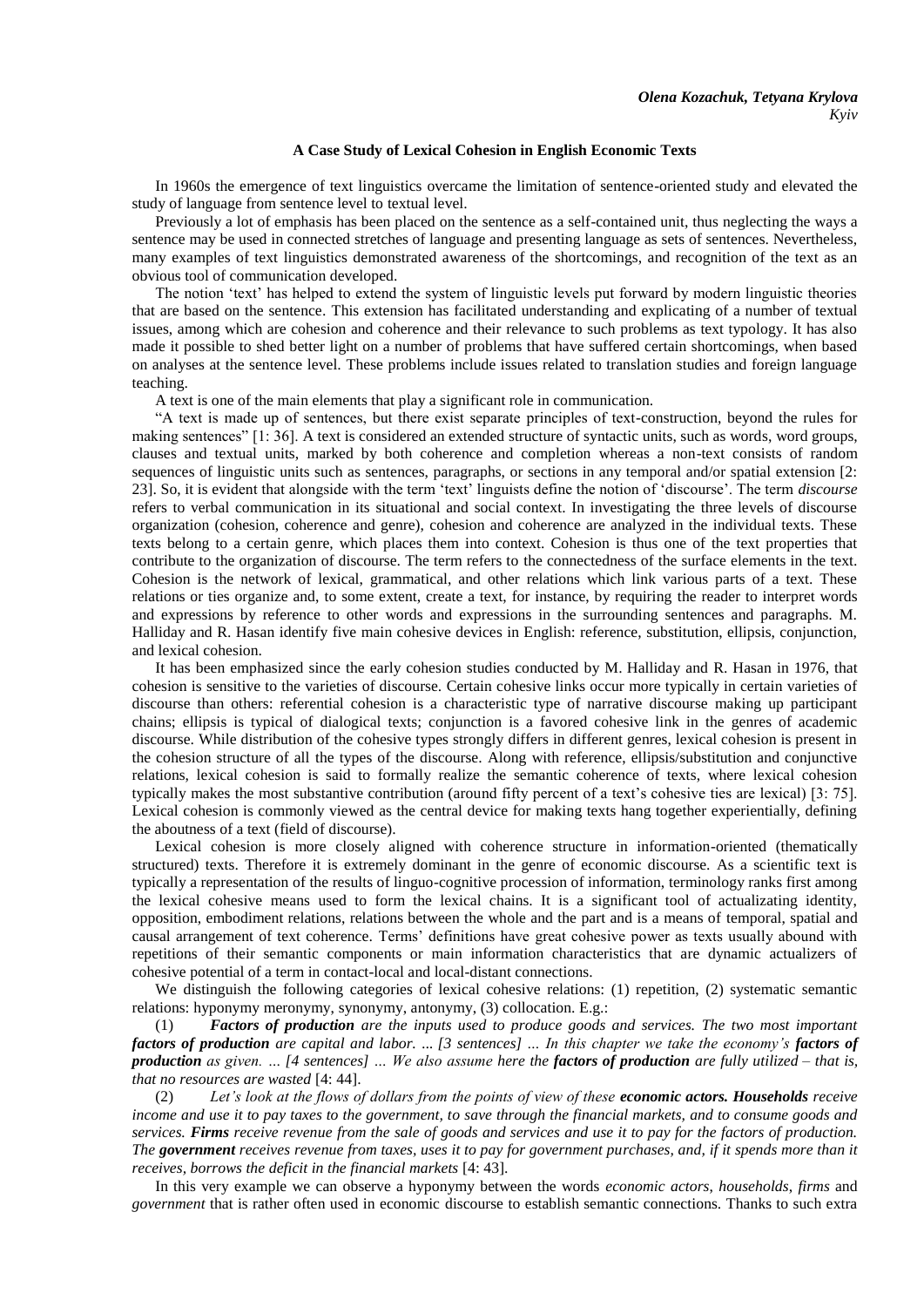*Olena Kozachuk, Tetyana Krylova*
*Kyiv*

## A Case Study of Lexical Cohesion in English Economic Texts

In 1960s the emergence of text linguistics overcame the limitation of sentence-oriented study and elevated the study of language from sentence level to textual level.

Previously a lot of emphasis has been placed on the sentence as a self-contained unit, thus neglecting the ways a sentence may be used in connected stretches of language and presenting language as sets of sentences. Nevertheless, many examples of text linguistics demonstrated awareness of the shortcomings, and recognition of the text as an obvious tool of communication developed.

The notion 'text' has helped to extend the system of linguistic levels put forward by modern linguistic theories that are based on the sentence. This extension has facilitated understanding and explicating of a number of textual issues, among which are cohesion and coherence and their relevance to such problems as text typology. It has also made it possible to shed better light on a number of problems that have suffered certain shortcomings, when based on analyses at the sentence level. These problems include issues related to translation studies and foreign language teaching.

A text is one of the main elements that play a significant role in communication.

"A text is made up of sentences, but there exist separate principles of text-construction, beyond the rules for making sentences" [1: 36]. A text is considered an extended structure of syntactic units, such as words, word groups, clauses and textual units, marked by both coherence and completion whereas a non-text consists of random sequences of linguistic units such as sentences, paragraphs, or sections in any temporal and/or spatial extension [2: 23]. So, it is evident that alongside with the term 'text' linguists define the notion of 'discourse'. The term *discourse* refers to verbal communication in its situational and social context. In investigating the three levels of discourse organization (cohesion, coherence and genre), cohesion and coherence are analyzed in the individual texts. These texts belong to a certain genre, which places them into context. Cohesion is thus one of the text properties that contribute to the organization of discourse. The term refers to the connectedness of the surface elements in the text. Cohesion is the network of lexical, grammatical, and other relations which link various parts of a text. These relations or ties organize and, to some extent, create a text, for instance, by requiring the reader to interpret words and expressions by reference to other words and expressions in the surrounding sentences and paragraphs. M. Halliday and R. Hasan identify five main cohesive devices in English: reference, substitution, ellipsis, conjunction, and lexical cohesion.

It has been emphasized since the early cohesion studies conducted by M. Halliday and R. Hasan in 1976, that cohesion is sensitive to the varieties of discourse. Certain cohesive links occur more typically in certain varieties of discourse than others: referential cohesion is a characteristic type of narrative discourse making up participant chains; ellipsis is typical of dialogical texts; conjunction is a favored cohesive link in the genres of academic discourse. While distribution of the cohesive types strongly differs in different genres, lexical cohesion is present in the cohesion structure of all the types of the discourse. Along with reference, ellipsis/substitution and conjunctive relations, lexical cohesion is said to formally realize the semantic coherence of texts, where lexical cohesion typically makes the most substantive contribution (around fifty percent of a text's cohesive ties are lexical) [3: 75]. Lexical cohesion is commonly viewed as the central device for making texts hang together experientially, defining the aboutness of a text (field of discourse).

Lexical cohesion is more closely aligned with coherence structure in information-oriented (thematically structured) texts. Therefore it is extremely dominant in the genre of economic discourse. As a scientific text is typically a representation of the results of linguo-cognitive procession of information, terminology ranks first among the lexical cohesive means used to form the lexical chains. It is a significant tool of actualizing identity, opposition, embodiment relations, relations between the whole and the part and is a means of temporal, spatial and causal arrangement of text coherence. Terms' definitions have great cohesive power as texts usually abound with repetitions of their semantic components or main information characteristics that are dynamic actualizers of cohesive potential of a term in contact-local and local-distant connections.

We distinguish the following categories of lexical cohesive relations: (1) repetition, (2) systematic semantic relations: hyponymy meronymy, synonymy, antonymy, (3) collocation. E.g.:

(1) ***Factors of production*** *are the inputs used to produce goods and services. The two most important* ***factors of production*** *are capital and labor. ... [3 sentences] ... In this chapter we take the economy's* ***factors of production*** *as given. ... [4 sentences] ... We also assume here the* ***factors of production*** *are fully utilized – that is, that no resources are wasted* [4: 44].

(2) *Let's look at the flows of dollars from the points of view of these* ***economic actors. Households*** *receive income and use it to pay taxes to the government, to save through the financial markets, and to consume goods and services.* ***Firms*** *receive revenue from the sale of goods and services and use it to pay for the factors of production. The* ***government*** *receives revenue from taxes, uses it to pay for government purchases, and, if it spends more than it receives, borrows the deficit in the financial markets* [4: 43].

In this very example we can observe a hyponymy between the words *economic actors*, *households*, *firms* and *government* that is rather often used in economic discourse to establish semantic connections. Thanks to such extra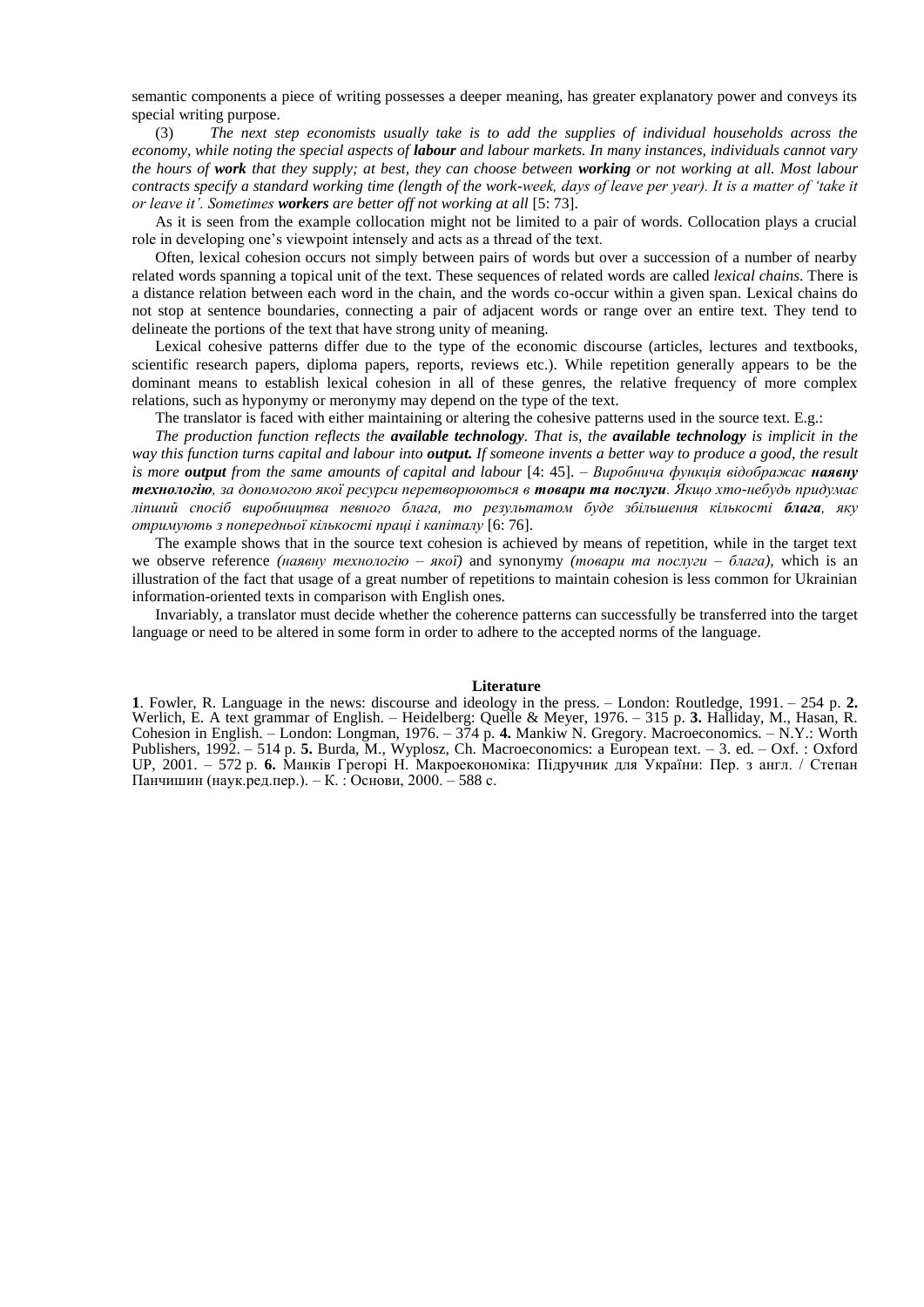semantic components a piece of writing possesses a deeper meaning, has greater explanatory power and conveys its special writing purpose.

(3) *The next step economists usually take is to add the supplies of individual households across the economy, while noting the special aspects of* ***labour*** *and labour markets. In many instances, individuals cannot vary the hours of* ***work*** *that they supply; at best, they can choose between* ***working*** *or not working at all. Most labour contracts specify a standard working time (length of the work-week, days of leave per year). It is a matter of 'take it or leave it'. Sometimes* ***workers*** *are better off not working at all* [5: 73].

As it is seen from the example collocation might not be limited to a pair of words. Collocation plays a crucial role in developing one's viewpoint intensely and acts as a thread of the text.

Often, lexical cohesion occurs not simply between pairs of words but over a succession of a number of nearby related words spanning a topical unit of the text. These sequences of related words are called *lexical chains*. There is a distance relation between each word in the chain, and the words co-occur within a given span. Lexical chains do not stop at sentence boundaries, connecting a pair of adjacent words or range over an entire text. They tend to delineate the portions of the text that have strong unity of meaning.

Lexical cohesive patterns differ due to the type of the economic discourse (articles, lectures and textbooks, scientific research papers, diploma papers, reports, reviews etc.). While repetition generally appears to be the dominant means to establish lexical cohesion in all of these genres, the relative frequency of more complex relations, such as hyponymy or meronymy may depend on the type of the text.

The translator is faced with either maintaining or altering the cohesive patterns used in the source text. E.g.:

*The production function reflects the* ***available technology****. That is, the* ***available technology*** *is implicit in the way this function turns capital and labour into* ***output.*** *If someone invents a better way to produce a good, the result is more* ***output*** *from the same amounts of capital and labour* [4: 45]. – *Виробнича функція відображає* ***наявну технологію****, за допомогою якої ресурси перетворюються в* ***товари та послуги****. Якщо хто-небудь придумає ліпший спосіб виробництва певного блага, то результатом буде збільшення кількості* ***блага****, яку отримують з попередньої кількості праці і капіталу* [6: 76].

The example shows that in the source text cohesion is achieved by means of repetition, while in the target text we observe reference *(наявну технологію – якої)* and synonymy *(товари та послуги – блага)*, which is an illustration of the fact that usage of a great number of repetitions to maintain cohesion is less common for Ukrainian information-oriented texts in comparison with English ones.

Invariably, a translator must decide whether the coherence patterns can successfully be transferred into the target language or need to be altered in some form in order to adhere to the accepted norms of the language.

**Literature**

**1**. Fowler, R. Language in the news: discourse and ideology in the press. – London: Routledge, 1991. – 254 p. **2.** Werlich, E. A text grammar of English. – Heidelberg: Quelle & Meyer, 1976. – 315 p. **3.** Halliday, M., Hasan, R. Cohesion in English. – London: Longman, 1976. – 374 p. **4.** Mankiw N. Gregory. Macroeconomics. – N.Y.: Worth Publishers, 1992. – 514 p. **5.** Burda, M., Wyplosz, Ch. Macroeconomics: a European text. – 3. ed. – Oxf. : Oxford UP, 2001. – 572 p. **6.** Манків Грегорі Н. Макроекономіка: Підручник для України: Пер. з англ. / Степан Панчишин (наук.ред.пер.). – К. : Основи, 2000. – 588 с.